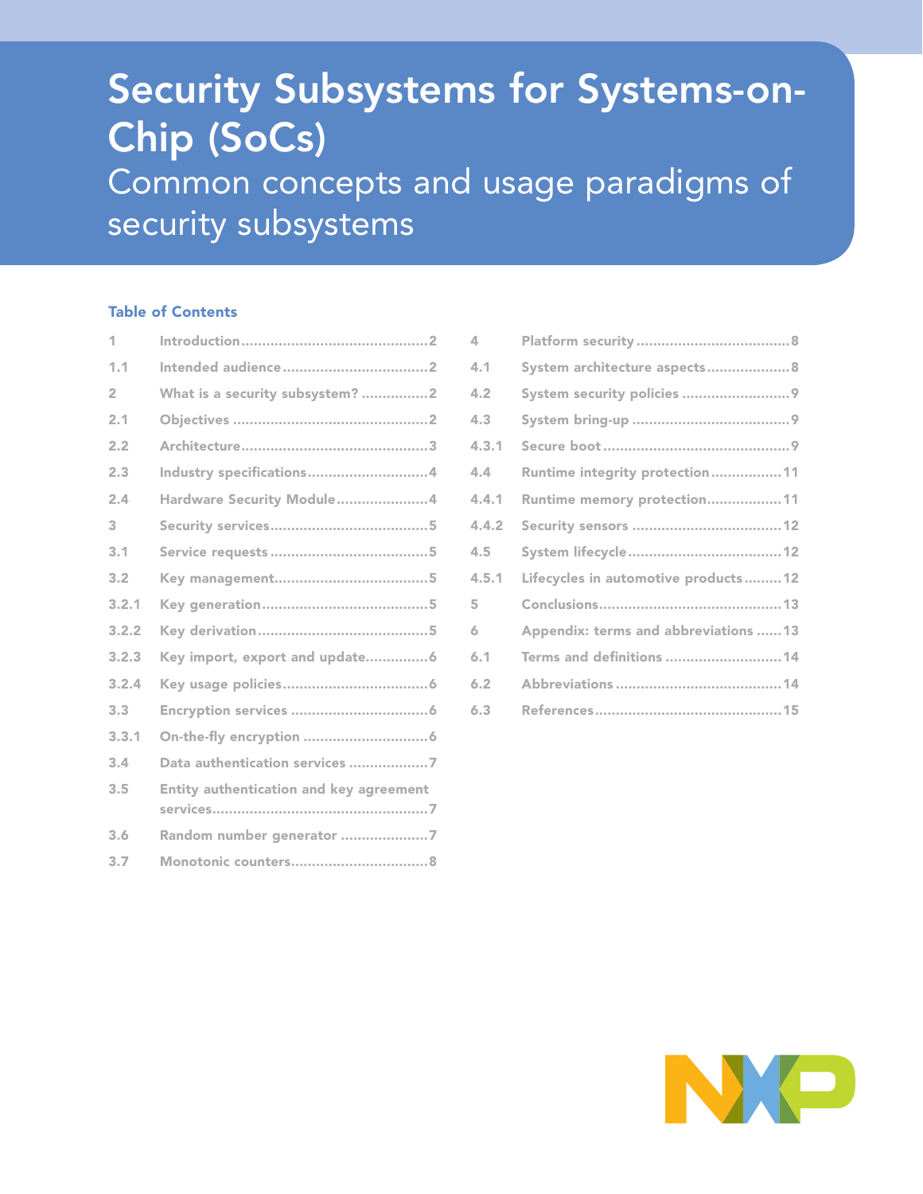# Security Subsystems for Systems-on-Chip (SoCs)

## Common concepts and usage paradigms of security subsystems

### Table of Contents

| | | |
|---|---|---|
| 1 | Introduction | 2 |
| 1.1 | Intended audience | 2 |
| 2 | What is a security subsystem? | 2 |
| 2.1 | Objectives | 2 |
| 2.2 | Architecture | 3 |
| 2.3 | Industry specifications | 4 |
| 2.4 | Hardware Security Module | 4 |
| 3 | Security services | 5 |
| 3.1 | Service requests | 5 |
| 3.2 | Key management | 5 |
| 3.2.1 | Key generation | 5 |
| 3.2.2 | Key derivation | 5 |
| 3.2.3 | Key import, export and update | 6 |
| 3.2.4 | Key usage policies | 6 |
| 3.3 | Encryption services | 6 |
| 3.3.1 | On-the-fly encryption | 6 |
| 3.4 | Data authentication services | 7 |
| 3.5 | Entity authentication and key agreement services | 7 |
| 3.6 | Random number generator | 7 |
| 3.7 | Monotonic counters | 8 |
| 4 | Platform security | 8 |
| 4.1 | System architecture aspects | 8 |
| 4.2 | System security policies | 9 |
| 4.3 | System bring-up | 9 |
| 4.3.1 | Secure boot | 9 |
| 4.4 | Runtime integrity protection | 11 |
| 4.4.1 | Runtime memory protection | 11 |
| 4.4.2 | Security sensors | 12 |
| 4.5 | System lifecycle | 12 |
| 4.5.1 | Lifecycles in automotive products | 12 |
| 5 | Conclusions | 13 |
| 6 | Appendix: terms and abbreviations | 13 |
| 6.1 | Terms and definitions | 14 |
| 6.2 | Abbreviations | 14 |
| 6.3 | References | 15 |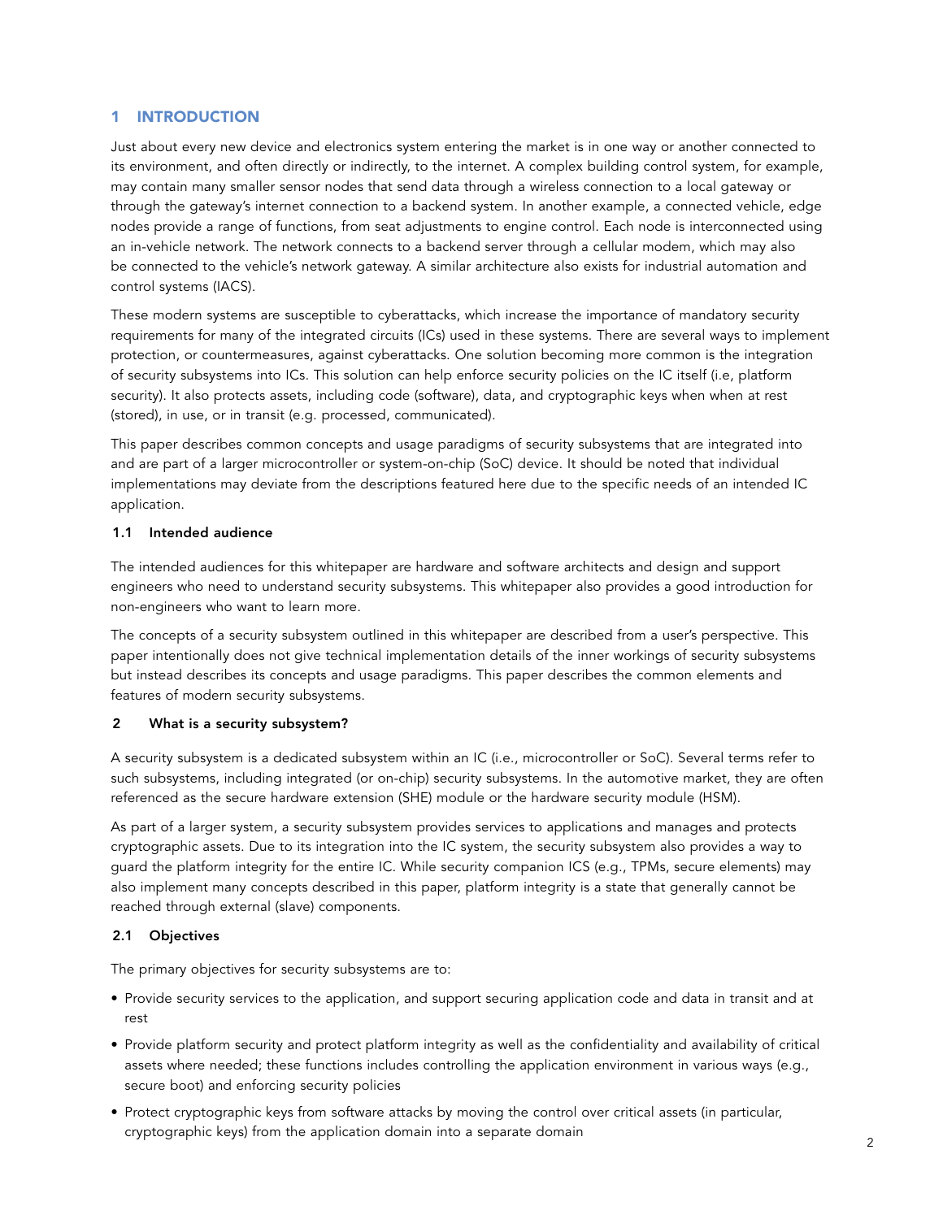# 1 INTRODUCTION

Just about every new device and electronics system entering the market is in one way or another connected to its environment, and often directly or indirectly, to the internet. A complex building control system, for example, may contain many smaller sensor nodes that send data through a wireless connection to a local gateway or through the gateway's internet connection to a backend system. In another example, a connected vehicle, edge nodes provide a range of functions, from seat adjustments to engine control. Each node is interconnected using an in-vehicle network. The network connects to a backend server through a cellular modem, which may also be connected to the vehicle's network gateway. A similar architecture also exists for industrial automation and control systems (IACS).

These modern systems are susceptible to cyberattacks, which increase the importance of mandatory security requirements for many of the integrated circuits (ICs) used in these systems. There are several ways to implement protection, or countermeasures, against cyberattacks. One solution becoming more common is the integration of security subsystems into ICs. This solution can help enforce security policies on the IC itself (i.e, platform security). It also protects assets, including code (software), data, and cryptographic keys when when at rest (stored), in use, or in transit (e.g. processed, communicated).

This paper describes common concepts and usage paradigms of security subsystems that are integrated into and are part of a larger microcontroller or system-on-chip (SoC) device. It should be noted that individual implementations may deviate from the descriptions featured here due to the specific needs of an intended IC application.

## 1.1 Intended audience

The intended audiences for this whitepaper are hardware and software architects and design and support engineers who need to understand security subsystems. This whitepaper also provides a good introduction for non-engineers who want to learn more.

The concepts of a security subsystem outlined in this whitepaper are described from a user's perspective. This paper intentionally does not give technical implementation details of the inner workings of security subsystems but instead describes its concepts and usage paradigms. This paper describes the common elements and features of modern security subsystems.

# 2 What is a security subsystem?

A security subsystem is a dedicated subsystem within an IC (i.e., microcontroller or SoC). Several terms refer to such subsystems, including integrated (or on-chip) security subsystems. In the automotive market, they are often referenced as the secure hardware extension (SHE) module or the hardware security module (HSM).

As part of a larger system, a security subsystem provides services to applications and manages and protects cryptographic assets. Due to its integration into the IC system, the security subsystem also provides a way to guard the platform integrity for the entire IC. While security companion ICS (e.g., TPMs, secure elements) may also implement many concepts described in this paper, platform integrity is a state that generally cannot be reached through external (slave) components.

## 2.1 Objectives

The primary objectives for security subsystems are to:

- Provide security services to the application, and support securing application code and data in transit and at rest
- Provide platform security and protect platform integrity as well as the confidentiality and availability of critical assets where needed; these functions includes controlling the application environment in various ways (e.g., secure boot) and enforcing security policies
- Protect cryptographic keys from software attacks by moving the control over critical assets (in particular, cryptographic keys) from the application domain into a separate domain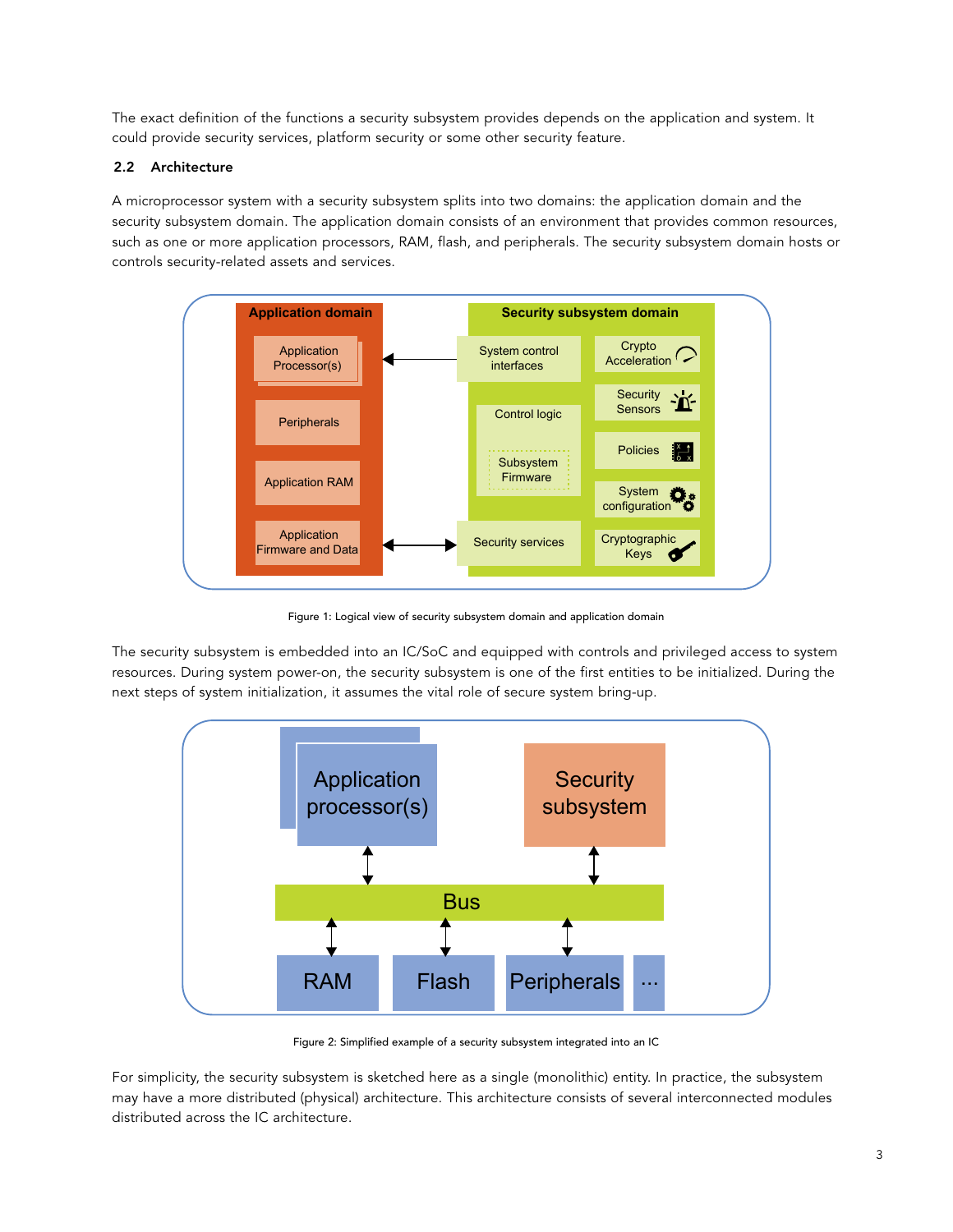The exact definition of the functions a security subsystem provides depends on the application and system. It could provide security services, platform security or some other security feature.

## 2.2 Architecture

A microprocessor system with a security subsystem splits into two domains: the application domain and the security subsystem domain. The application domain consists of an environment that provides common resources, such as one or more application processors, RAM, flash, and peripherals. The security subsystem domain hosts or controls security-related assets and services.

Figure 1: Logical view of security subsystem domain and application domain

The security subsystem is embedded into an IC/SoC and equipped with controls and privileged access to system resources. During system power-on, the security subsystem is one of the first entities to be initialized. During the next steps of system initialization, it assumes the vital role of secure system bring-up.

Figure 2: Simplified example of a security subsystem integrated into an IC

For simplicity, the security subsystem is sketched here as a single (monolithic) entity. In practice, the subsystem may have a more distributed (physical) architecture. This architecture consists of several interconnected modules distributed across the IC architecture.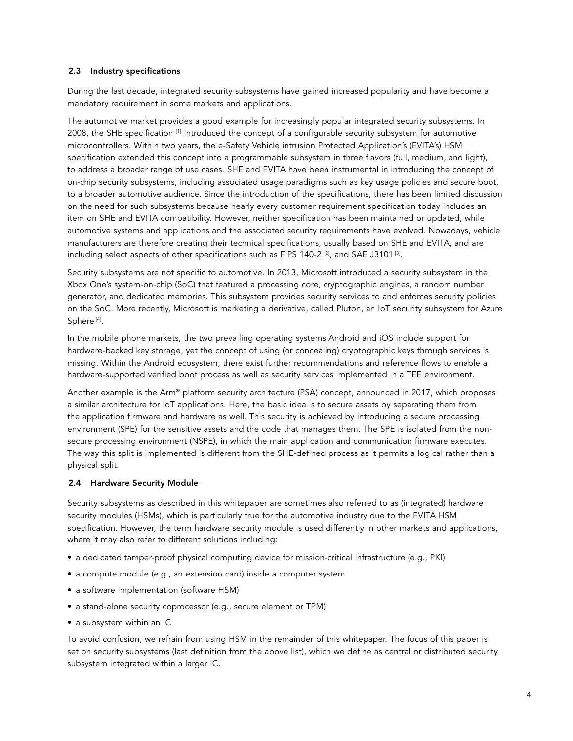### 2.3 Industry specifications

During the last decade, integrated security subsystems have gained increased popularity and have become a mandatory requirement in some markets and applications.

The automotive market provides a good example for increasingly popular integrated security subsystems. In 2008, the SHE specification [1] introduced the concept of a configurable security subsystem for automotive microcontrollers. Within two years, the e-Safety Vehicle intrusion Protected Application's (EVITA's) HSM specification extended this concept into a programmable subsystem in three flavors (full, medium, and light), to address a broader range of use cases. SHE and EVITA have been instrumental in introducing the concept of on-chip security subsystems, including associated usage paradigms such as key usage policies and secure boot, to a broader automotive audience. Since the introduction of the specifications, there has been limited discussion on the need for such subsystems because nearly every customer requirement specification today includes an item on SHE and EVITA compatibility. However, neither specification has been maintained or updated, while automotive systems and applications and the associated security requirements have evolved. Nowadays, vehicle manufacturers are therefore creating their technical specifications, usually based on SHE and EVITA, and are including select aspects of other specifications such as FIPS 140-2 [2], and SAE J3101 [3].

Security subsystems are not specific to automotive. In 2013, Microsoft introduced a security subsystem in the Xbox One's system-on-chip (SoC) that featured a processing core, cryptographic engines, a random number generator, and dedicated memories. This subsystem provides security services to and enforces security policies on the SoC. More recently, Microsoft is marketing a derivative, called Pluton, an IoT security subsystem for Azure Sphere [4].

In the mobile phone markets, the two prevailing operating systems Android and iOS include support for hardware-backed key storage, yet the concept of using (or concealing) cryptographic keys through services is missing. Within the Android ecosystem, there exist further recommendations and reference flows to enable a hardware-supported verified boot process as well as security services implemented in a TEE environment.

Another example is the Arm® platform security architecture (PSA) concept, announced in 2017, which proposes a similar architecture for IoT applications. Here, the basic idea is to secure assets by separating them from the application firmware and hardware as well. This security is achieved by introducing a secure processing environment (SPE) for the sensitive assets and the code that manages them. The SPE is isolated from the non-secure processing environment (NSPE), in which the main application and communication firmware executes. The way this split is implemented is different from the SHE-defined process as it permits a logical rather than a physical split.

### 2.4 Hardware Security Module

Security subsystems as described in this whitepaper are sometimes also referred to as (integrated) hardware security modules (HSMs), which is particularly true for the automotive industry due to the EVITA HSM specification. However, the term hardware security module is used differently in other markets and applications, where it may also refer to different solutions including:

- a dedicated tamper-proof physical computing device for mission-critical infrastructure (e.g., PKI)
- a compute module (e.g., an extension card) inside a computer system
- a software implementation (software HSM)
- a stand-alone security coprocessor (e.g., secure element or TPM)
- a subsystem within an IC

To avoid confusion, we refrain from using HSM in the remainder of this whitepaper. The focus of this paper is set on security subsystems (last definition from the above list), which we define as central or distributed security subsystem integrated within a larger IC.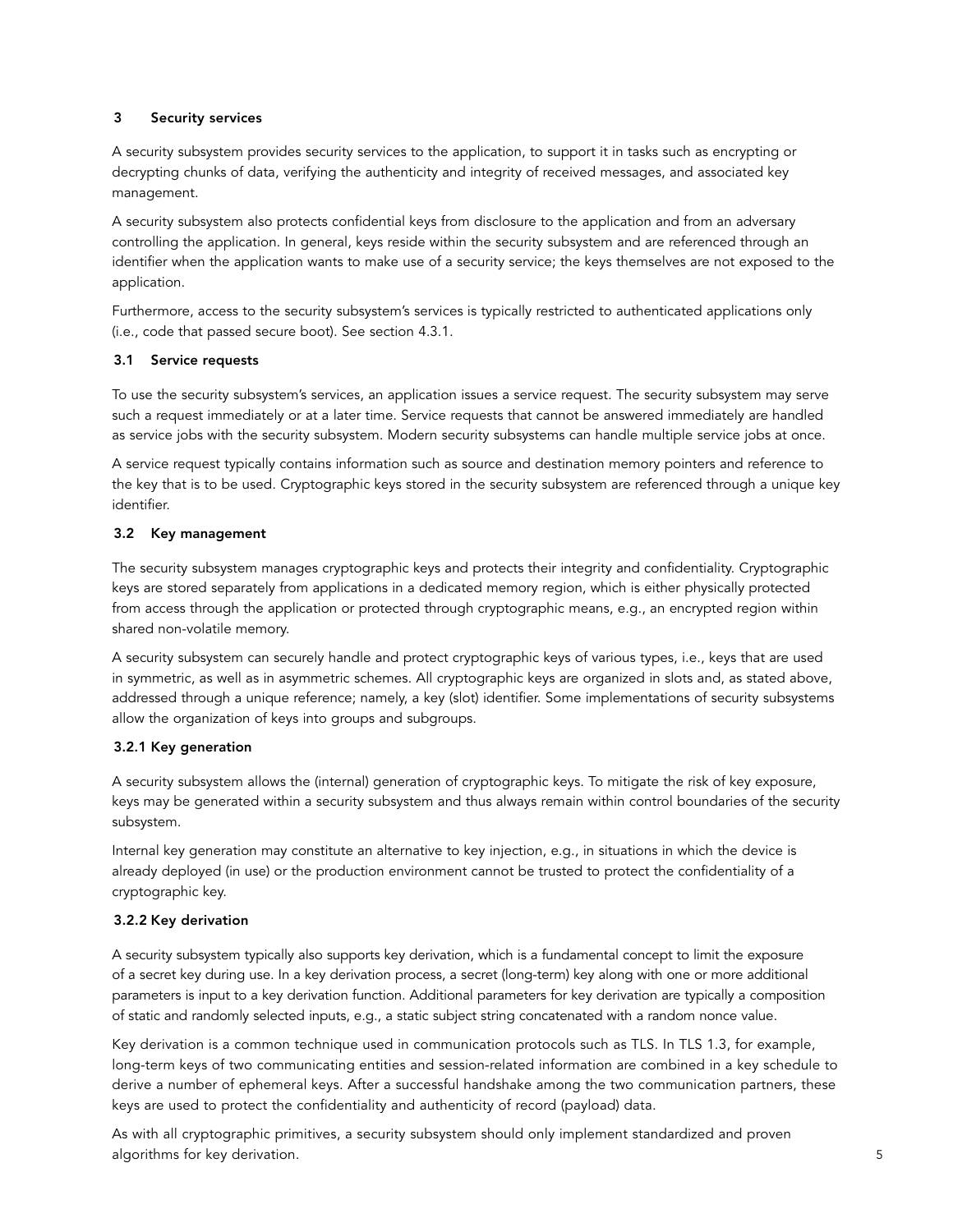## 3 Security services

A security subsystem provides security services to the application, to support it in tasks such as encrypting or decrypting chunks of data, verifying the authenticity and integrity of received messages, and associated key management.

A security subsystem also protects confidential keys from disclosure to the application and from an adversary controlling the application. In general, keys reside within the security subsystem and are referenced through an identifier when the application wants to make use of a security service; the keys themselves are not exposed to the application.

Furthermore, access to the security subsystem's services is typically restricted to authenticated applications only (i.e., code that passed secure boot). See section 4.3.1.

### 3.1 Service requests

To use the security subsystem's services, an application issues a service request. The security subsystem may serve such a request immediately or at a later time. Service requests that cannot be answered immediately are handled as service jobs with the security subsystem. Modern security subsystems can handle multiple service jobs at once.

A service request typically contains information such as source and destination memory pointers and reference to the key that is to be used. Cryptographic keys stored in the security subsystem are referenced through a unique key identifier.

### 3.2 Key management

The security subsystem manages cryptographic keys and protects their integrity and confidentiality. Cryptographic keys are stored separately from applications in a dedicated memory region, which is either physically protected from access through the application or protected through cryptographic means, e.g., an encrypted region within shared non-volatile memory.

A security subsystem can securely handle and protect cryptographic keys of various types, i.e., keys that are used in symmetric, as well as in asymmetric schemes. All cryptographic keys are organized in slots and, as stated above, addressed through a unique reference; namely, a key (slot) identifier. Some implementations of security subsystems allow the organization of keys into groups and subgroups.

#### 3.2.1 Key generation

A security subsystem allows the (internal) generation of cryptographic keys. To mitigate the risk of key exposure, keys may be generated within a security subsystem and thus always remain within control boundaries of the security subsystem.

Internal key generation may constitute an alternative to key injection, e.g., in situations in which the device is already deployed (in use) or the production environment cannot be trusted to protect the confidentiality of a cryptographic key.

#### 3.2.2 Key derivation

A security subsystem typically also supports key derivation, which is a fundamental concept to limit the exposure of a secret key during use. In a key derivation process, a secret (long-term) key along with one or more additional parameters is input to a key derivation function. Additional parameters for key derivation are typically a composition of static and randomly selected inputs, e.g., a static subject string concatenated with a random nonce value.

Key derivation is a common technique used in communication protocols such as TLS. In TLS 1.3, for example, long-term keys of two communicating entities and session-related information are combined in a key schedule to derive a number of ephemeral keys. After a successful handshake among the two communication partners, these keys are used to protect the confidentiality and authenticity of record (payload) data.

As with all cryptographic primitives, a security subsystem should only implement standardized and proven algorithms for key derivation.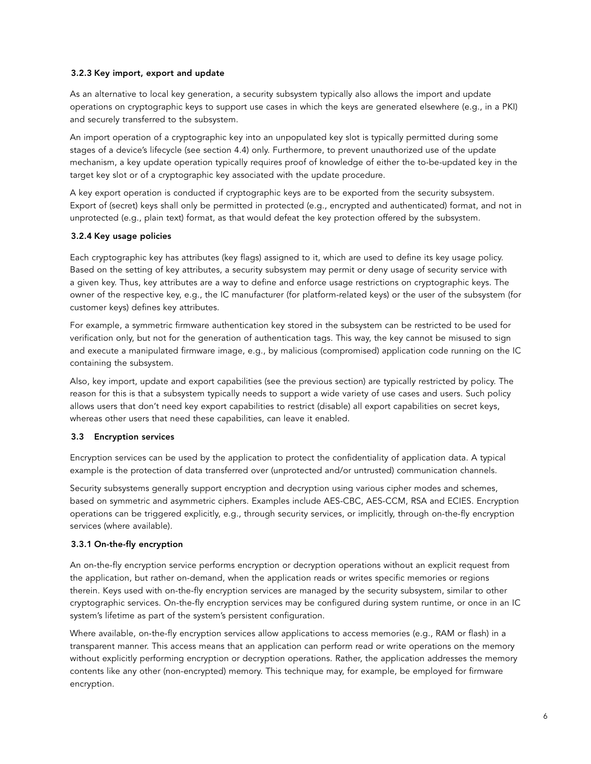### 3.2.3 Key import, export and update

As an alternative to local key generation, a security subsystem typically also allows the import and update operations on cryptographic keys to support use cases in which the keys are generated elsewhere (e.g., in a PKI) and securely transferred to the subsystem.

An import operation of a cryptographic key into an unpopulated key slot is typically permitted during some stages of a device's lifecycle (see section 4.4) only. Furthermore, to prevent unauthorized use of the update mechanism, a key update operation typically requires proof of knowledge of either the to-be-updated key in the target key slot or of a cryptographic key associated with the update procedure.

A key export operation is conducted if cryptographic keys are to be exported from the security subsystem. Export of (secret) keys shall only be permitted in protected (e.g., encrypted and authenticated) format, and not in unprotected (e.g., plain text) format, as that would defeat the key protection offered by the subsystem.

### 3.2.4 Key usage policies

Each cryptographic key has attributes (key flags) assigned to it, which are used to define its key usage policy. Based on the setting of key attributes, a security subsystem may permit or deny usage of security service with a given key. Thus, key attributes are a way to define and enforce usage restrictions on cryptographic keys. The owner of the respective key, e.g., the IC manufacturer (for platform-related keys) or the user of the subsystem (for customer keys) defines key attributes.

For example, a symmetric firmware authentication key stored in the subsystem can be restricted to be used for verification only, but not for the generation of authentication tags. This way, the key cannot be misused to sign and execute a manipulated firmware image, e.g., by malicious (compromised) application code running on the IC containing the subsystem.

Also, key import, update and export capabilities (see the previous section) are typically restricted by policy. The reason for this is that a subsystem typically needs to support a wide variety of use cases and users. Such policy allows users that don't need key export capabilities to restrict (disable) all export capabilities on secret keys, whereas other users that need these capabilities, can leave it enabled.

## 3.3 Encryption services

Encryption services can be used by the application to protect the confidentiality of application data. A typical example is the protection of data transferred over (unprotected and/or untrusted) communication channels.

Security subsystems generally support encryption and decryption using various cipher modes and schemes, based on symmetric and asymmetric ciphers. Examples include AES-CBC, AES-CCM, RSA and ECIES. Encryption operations can be triggered explicitly, e.g., through security services, or implicitly, through on-the-fly encryption services (where available).

### 3.3.1 On-the-fly encryption

An on-the-fly encryption service performs encryption or decryption operations without an explicit request from the application, but rather on-demand, when the application reads or writes specific memories or regions therein. Keys used with on-the-fly encryption services are managed by the security subsystem, similar to other cryptographic services. On-the-fly encryption services may be configured during system runtime, or once in an IC system's lifetime as part of the system's persistent configuration.

Where available, on-the-fly encryption services allow applications to access memories (e.g., RAM or flash) in a transparent manner. This access means that an application can perform read or write operations on the memory without explicitly performing encryption or decryption operations. Rather, the application addresses the memory contents like any other (non-encrypted) memory. This technique may, for example, be employed for firmware encryption.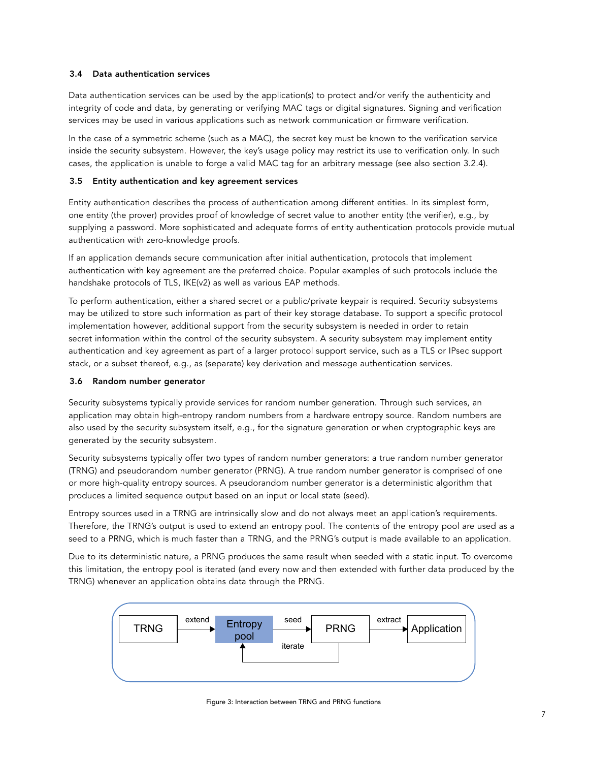### 3.4 Data authentication services

Data authentication services can be used by the application(s) to protect and/or verify the authenticity and integrity of code and data, by generating or verifying MAC tags or digital signatures. Signing and verification services may be used in various applications such as network communication or firmware verification.

In the case of a symmetric scheme (such as a MAC), the secret key must be known to the verification service inside the security subsystem. However, the key's usage policy may restrict its use to verification only. In such cases, the application is unable to forge a valid MAC tag for an arbitrary message (see also section 3.2.4).

### 3.5 Entity authentication and key agreement services

Entity authentication describes the process of authentication among different entities. In its simplest form, one entity (the prover) provides proof of knowledge of secret value to another entity (the verifier), e.g., by supplying a password. More sophisticated and adequate forms of entity authentication protocols provide mutual authentication with zero-knowledge proofs.

If an application demands secure communication after initial authentication, protocols that implement authentication with key agreement are the preferred choice. Popular examples of such protocols include the handshake protocols of TLS, IKE(v2) as well as various EAP methods.

To perform authentication, either a shared secret or a public/private keypair is required. Security subsystems may be utilized to store such information as part of their key storage database. To support a specific protocol implementation however, additional support from the security subsystem is needed in order to retain secret information within the control of the security subsystem. A security subsystem may implement entity authentication and key agreement as part of a larger protocol support service, such as a TLS or IPsec support stack, or a subset thereof, e.g., as (separate) key derivation and message authentication services.

### 3.6 Random number generator

Security subsystems typically provide services for random number generation. Through such services, an application may obtain high-entropy random numbers from a hardware entropy source. Random numbers are also used by the security subsystem itself, e.g., for the signature generation or when cryptographic keys are generated by the security subsystem.

Security subsystems typically offer two types of random number generators: a true random number generator (TRNG) and pseudorandom number generator (PRNG). A true random number generator is comprised of one or more high-quality entropy sources. A pseudorandom number generator is a deterministic algorithm that produces a limited sequence output based on an input or local state (seed).

Entropy sources used in a TRNG are intrinsically slow and do not always meet an application's requirements. Therefore, the TRNG's output is used to extend an entropy pool. The contents of the entropy pool are used as a seed to a PRNG, which is much faster than a TRNG, and the PRNG's output is made available to an application.

Due to its deterministic nature, a PRNG produces the same result when seeded with a static input. To overcome this limitation, the entropy pool is iterated (and every now and then extended with further data produced by the TRNG) whenever an application obtains data through the PRNG.

TRNG → extend → Entropy pool → seed → PRNG → extract → Application; PRNG → iterate → Entropy pool

Figure 3: Interaction between TRNG and PRNG functions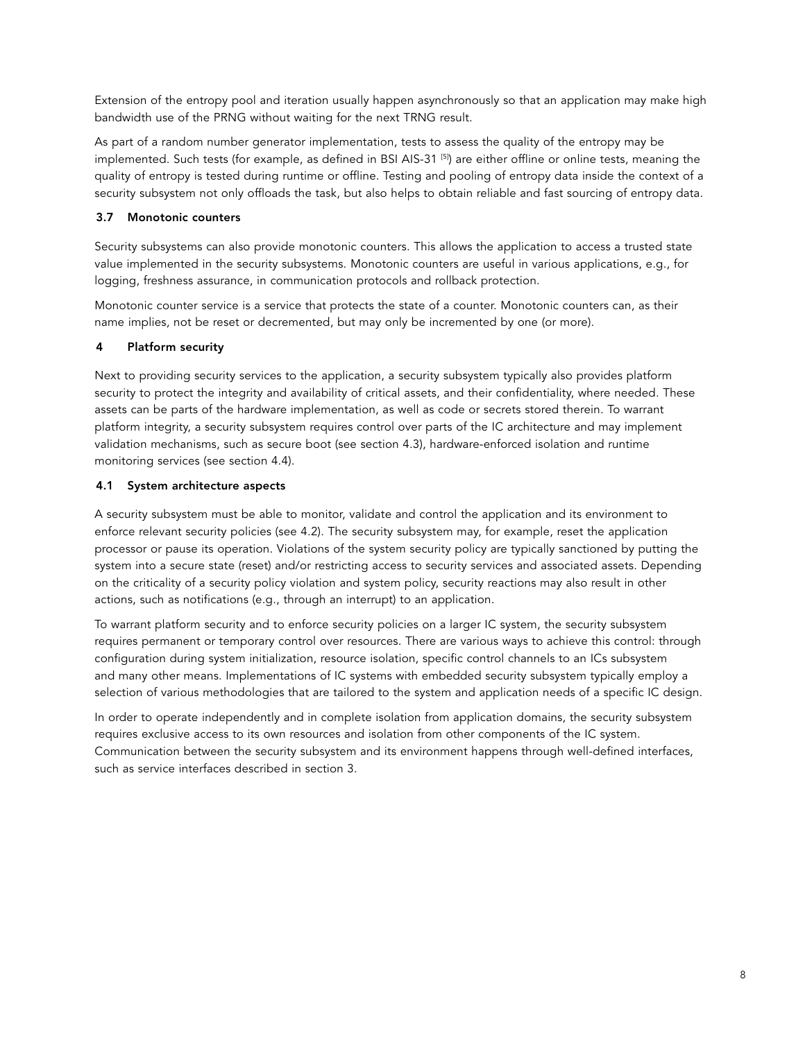Extension of the entropy pool and iteration usually happen asynchronously so that an application may make high bandwidth use of the PRNG without waiting for the next TRNG result.

As part of a random number generator implementation, tests to assess the quality of the entropy may be implemented. Such tests (for example, as defined in BSI AIS-31 [5]) are either offline or online tests, meaning the quality of entropy is tested during runtime or offline. Testing and pooling of entropy data inside the context of a security subsystem not only offloads the task, but also helps to obtain reliable and fast sourcing of entropy data.

### 3.7 Monotonic counters

Security subsystems can also provide monotonic counters. This allows the application to access a trusted state value implemented in the security subsystems. Monotonic counters are useful in various applications, e.g., for logging, freshness assurance, in communication protocols and rollback protection.

Monotonic counter service is a service that protects the state of a counter. Monotonic counters can, as their name implies, not be reset or decremented, but may only be incremented by one (or more).

## 4 Platform security

Next to providing security services to the application, a security subsystem typically also provides platform security to protect the integrity and availability of critical assets, and their confidentiality, where needed. These assets can be parts of the hardware implementation, as well as code or secrets stored therein. To warrant platform integrity, a security subsystem requires control over parts of the IC architecture and may implement validation mechanisms, such as secure boot (see section 4.3), hardware-enforced isolation and runtime monitoring services (see section 4.4).

### 4.1 System architecture aspects

A security subsystem must be able to monitor, validate and control the application and its environment to enforce relevant security policies (see 4.2). The security subsystem may, for example, reset the application processor or pause its operation. Violations of the system security policy are typically sanctioned by putting the system into a secure state (reset) and/or restricting access to security services and associated assets. Depending on the criticality of a security policy violation and system policy, security reactions may also result in other actions, such as notifications (e.g., through an interrupt) to an application.

To warrant platform security and to enforce security policies on a larger IC system, the security subsystem requires permanent or temporary control over resources. There are various ways to achieve this control: through configuration during system initialization, resource isolation, specific control channels to an ICs subsystem and many other means. Implementations of IC systems with embedded security subsystem typically employ a selection of various methodologies that are tailored to the system and application needs of a specific IC design.

In order to operate independently and in complete isolation from application domains, the security subsystem requires exclusive access to its own resources and isolation from other components of the IC system. Communication between the security subsystem and its environment happens through well-defined interfaces, such as service interfaces described in section 3.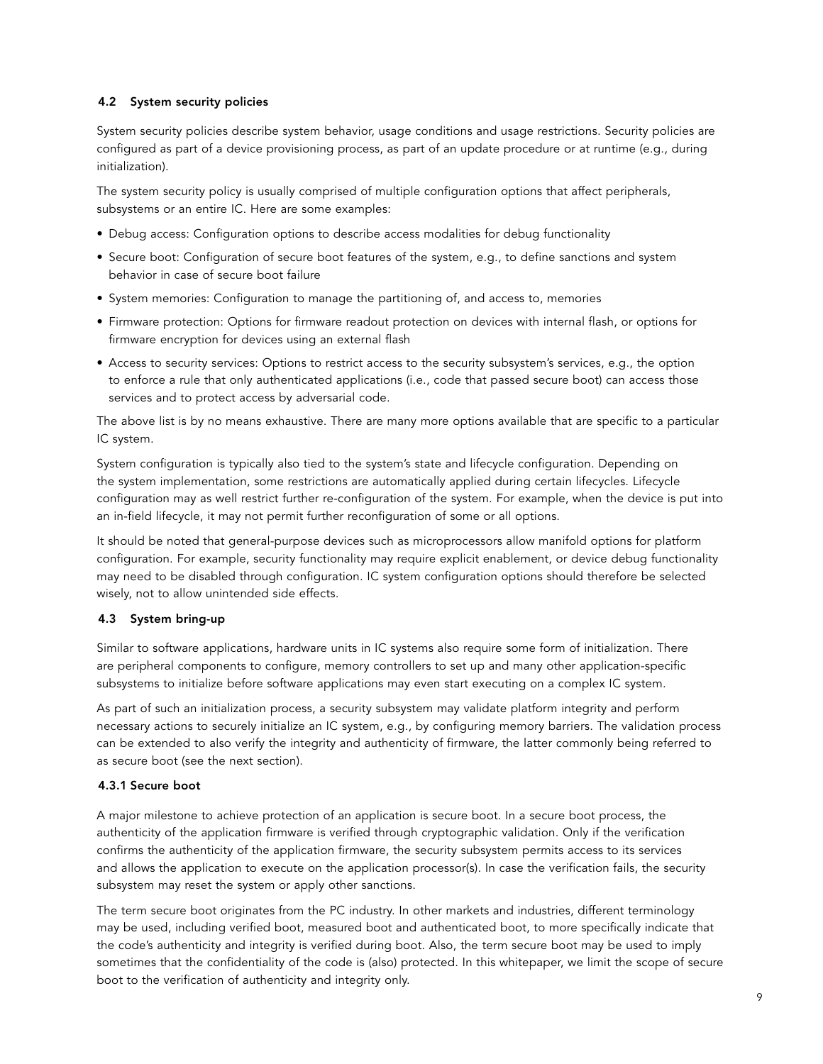### 4.2 System security policies

System security policies describe system behavior, usage conditions and usage restrictions. Security policies are configured as part of a device provisioning process, as part of an update procedure or at runtime (e.g., during initialization).

The system security policy is usually comprised of multiple configuration options that affect peripherals, subsystems or an entire IC. Here are some examples:

- Debug access: Configuration options to describe access modalities for debug functionality
- Secure boot: Configuration of secure boot features of the system, e.g., to define sanctions and system behavior in case of secure boot failure
- System memories: Configuration to manage the partitioning of, and access to, memories
- Firmware protection: Options for firmware readout protection on devices with internal flash, or options for firmware encryption for devices using an external flash
- Access to security services: Options to restrict access to the security subsystem's services, e.g., the option to enforce a rule that only authenticated applications (i.e., code that passed secure boot) can access those services and to protect access by adversarial code.

The above list is by no means exhaustive. There are many more options available that are specific to a particular IC system.

System configuration is typically also tied to the system's state and lifecycle configuration. Depending on the system implementation, some restrictions are automatically applied during certain lifecycles. Lifecycle configuration may as well restrict further re-configuration of the system. For example, when the device is put into an in-field lifecycle, it may not permit further reconfiguration of some or all options.

It should be noted that general-purpose devices such as microprocessors allow manifold options for platform configuration. For example, security functionality may require explicit enablement, or device debug functionality may need to be disabled through configuration. IC system configuration options should therefore be selected wisely, not to allow unintended side effects.

### 4.3 System bring-up

Similar to software applications, hardware units in IC systems also require some form of initialization. There are peripheral components to configure, memory controllers to set up and many other application-specific subsystems to initialize before software applications may even start executing on a complex IC system.

As part of such an initialization process, a security subsystem may validate platform integrity and perform necessary actions to securely initialize an IC system, e.g., by configuring memory barriers. The validation process can be extended to also verify the integrity and authenticity of firmware, the latter commonly being referred to as secure boot (see the next section).

#### 4.3.1 Secure boot

A major milestone to achieve protection of an application is secure boot. In a secure boot process, the authenticity of the application firmware is verified through cryptographic validation. Only if the verification confirms the authenticity of the application firmware, the security subsystem permits access to its services and allows the application to execute on the application processor(s). In case the verification fails, the security subsystem may reset the system or apply other sanctions.

The term secure boot originates from the PC industry. In other markets and industries, different terminology may be used, including verified boot, measured boot and authenticated boot, to more specifically indicate that the code's authenticity and integrity is verified during boot. Also, the term secure boot may be used to imply sometimes that the confidentiality of the code is (also) protected. In this whitepaper, we limit the scope of secure boot to the verification of authenticity and integrity only.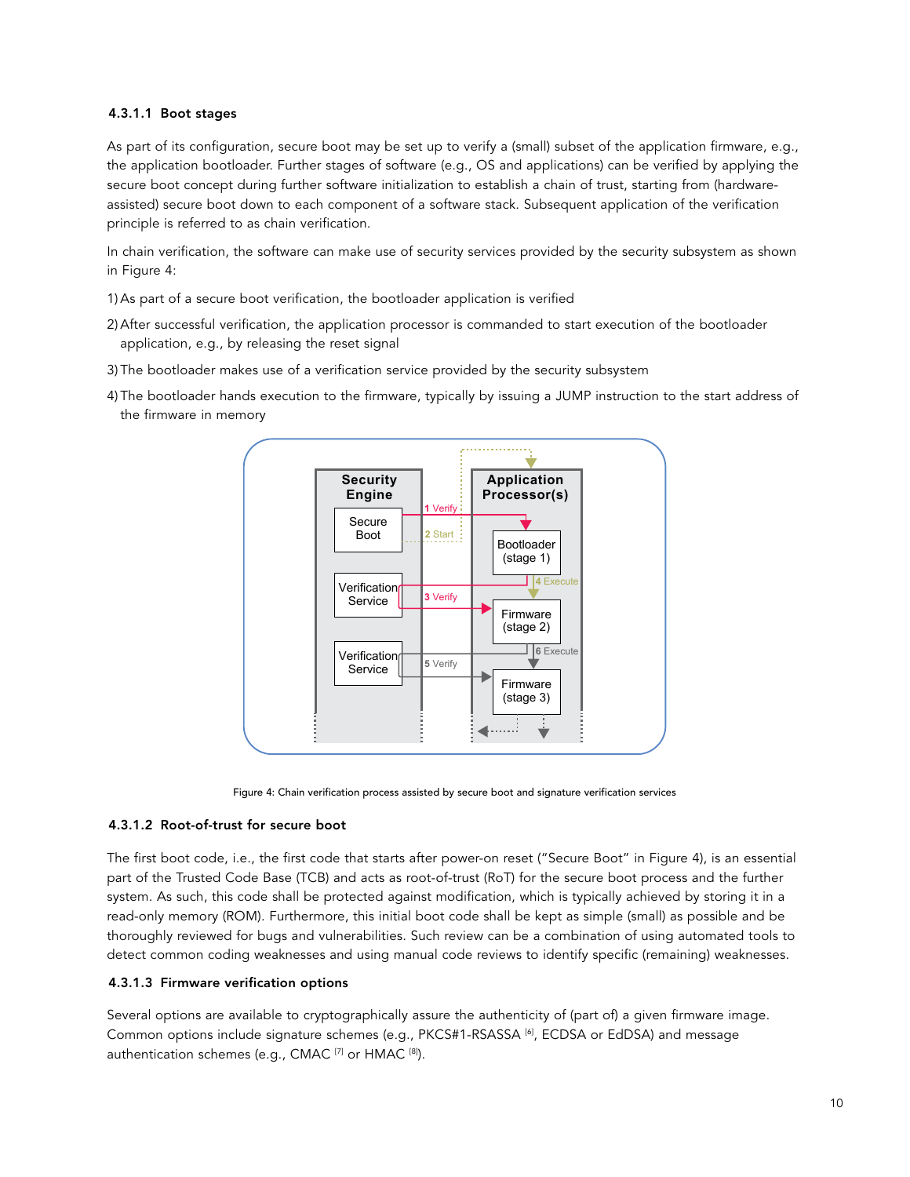#### 4.3.1.1 Boot stages

As part of its configuration, secure boot may be set up to verify a (small) subset of the application firmware, e.g., the application bootloader. Further stages of software (e.g., OS and applications) can be verified by applying the secure boot concept during further software initialization to establish a chain of trust, starting from (hardware-assisted) secure boot down to each component of a software stack. Subsequent application of the verification principle is referred to as chain verification.

In chain verification, the software can make use of security services provided by the security subsystem as shown in Figure 4:

1) As part of a secure boot verification, the bootloader application is verified
2) After successful verification, the application processor is commanded to start execution of the bootloader application, e.g., by releasing the reset signal
3) The bootloader makes use of a verification service provided by the security subsystem
4) The bootloader hands execution to the firmware, typically by issuing a JUMP instruction to the start address of the firmware in memory

Figure 4: Chain verification process assisted by secure boot and signature verification services

#### 4.3.1.2 Root-of-trust for secure boot

The first boot code, i.e., the first code that starts after power-on reset ("Secure Boot" in Figure 4), is an essential part of the Trusted Code Base (TCB) and acts as root-of-trust (RoT) for the secure boot process and the further system. As such, this code shall be protected against modification, which is typically achieved by storing it in a read-only memory (ROM). Furthermore, this initial boot code shall be kept as simple (small) as possible and be thoroughly reviewed for bugs and vulnerabilities. Such review can be a combination of using automated tools to detect common coding weaknesses and using manual code reviews to identify specific (remaining) weaknesses.

#### 4.3.1.3 Firmware verification options

Several options are available to cryptographically assure the authenticity of (part of) a given firmware image. Common options include signature schemes (e.g., PKCS#1-RSASSA [6], ECDSA or EdDSA) and message authentication schemes (e.g., CMAC [7] or HMAC [8]).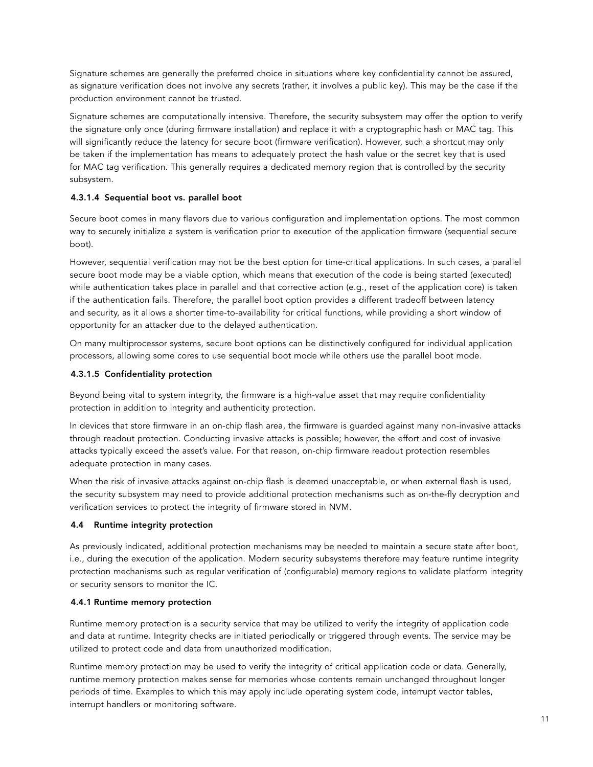Signature schemes are generally the preferred choice in situations where key confidentiality cannot be assured, as signature verification does not involve any secrets (rather, it involves a public key). This may be the case if the production environment cannot be trusted.

Signature schemes are computationally intensive. Therefore, the security subsystem may offer the option to verify the signature only once (during firmware installation) and replace it with a cryptographic hash or MAC tag. This will significantly reduce the latency for secure boot (firmware verification). However, such a shortcut may only be taken if the implementation has means to adequately protect the hash value or the secret key that is used for MAC tag verification. This generally requires a dedicated memory region that is controlled by the security subsystem.

#### 4.3.1.4 Sequential boot vs. parallel boot

Secure boot comes in many flavors due to various configuration and implementation options. The most common way to securely initialize a system is verification prior to execution of the application firmware (sequential secure boot).

However, sequential verification may not be the best option for time-critical applications. In such cases, a parallel secure boot mode may be a viable option, which means that execution of the code is being started (executed) while authentication takes place in parallel and that corrective action (e.g., reset of the application core) is taken if the authentication fails. Therefore, the parallel boot option provides a different tradeoff between latency and security, as it allows a shorter time-to-availability for critical functions, while providing a short window of opportunity for an attacker due to the delayed authentication.

On many multiprocessor systems, secure boot options can be distinctively configured for individual application processors, allowing some cores to use sequential boot mode while others use the parallel boot mode.

#### 4.3.1.5 Confidentiality protection

Beyond being vital to system integrity, the firmware is a high-value asset that may require confidentiality protection in addition to integrity and authenticity protection.

In devices that store firmware in an on-chip flash area, the firmware is guarded against many non-invasive attacks through readout protection. Conducting invasive attacks is possible; however, the effort and cost of invasive attacks typically exceed the asset's value. For that reason, on-chip firmware readout protection resembles adequate protection in many cases.

When the risk of invasive attacks against on-chip flash is deemed unacceptable, or when external flash is used, the security subsystem may need to provide additional protection mechanisms such as on-the-fly decryption and verification services to protect the integrity of firmware stored in NVM.

### 4.4 Runtime integrity protection

As previously indicated, additional protection mechanisms may be needed to maintain a secure state after boot, i.e., during the execution of the application. Modern security subsystems therefore may feature runtime integrity protection mechanisms such as regular verification of (configurable) memory regions to validate platform integrity or security sensors to monitor the IC.

#### 4.4.1 Runtime memory protection

Runtime memory protection is a security service that may be utilized to verify the integrity of application code and data at runtime. Integrity checks are initiated periodically or triggered through events. The service may be utilized to protect code and data from unauthorized modification.

Runtime memory protection may be used to verify the integrity of critical application code or data. Generally, runtime memory protection makes sense for memories whose contents remain unchanged throughout longer periods of time. Examples to which this may apply include operating system code, interrupt vector tables, interrupt handlers or monitoring software.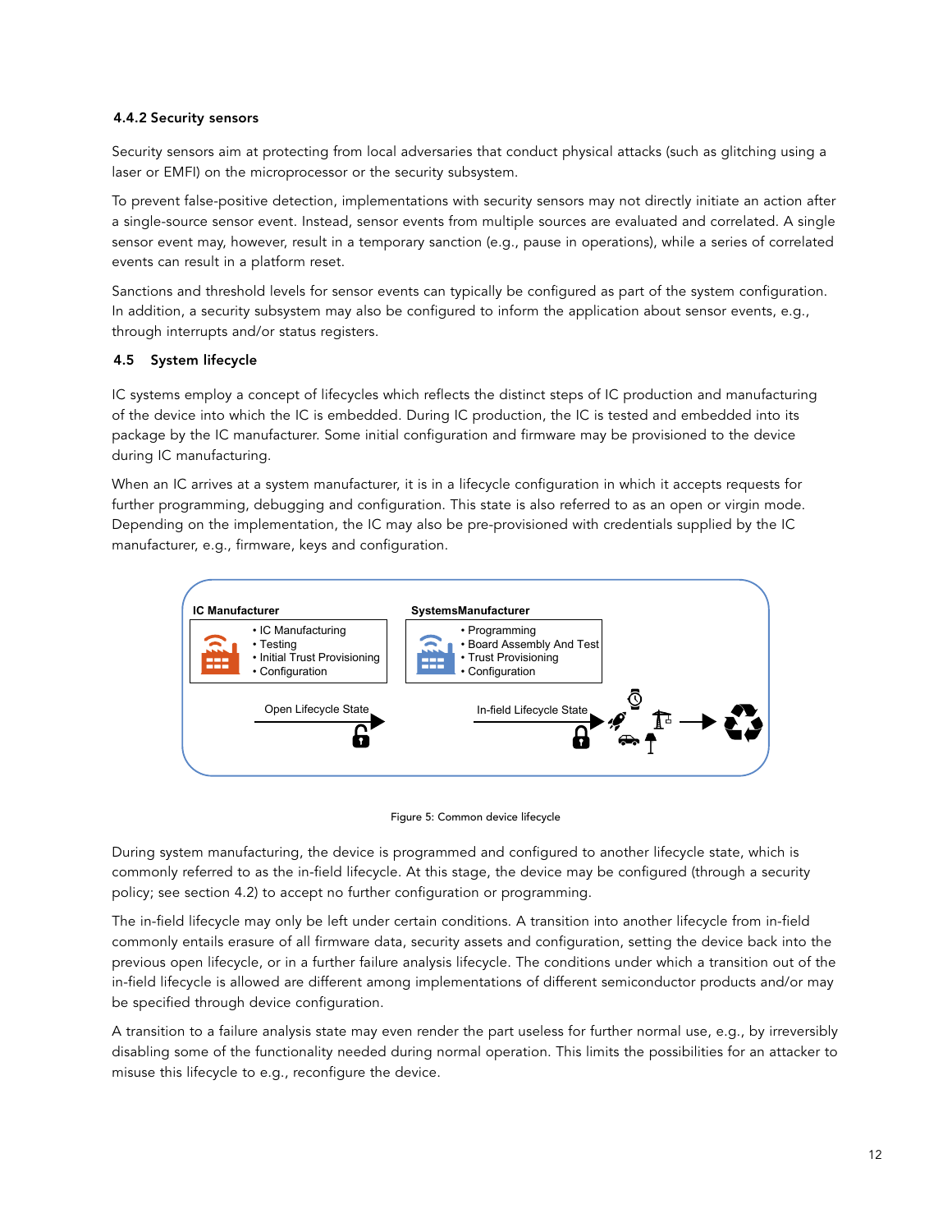#### 4.4.2 Security sensors

Security sensors aim at protecting from local adversaries that conduct physical attacks (such as glitching using a laser or EMFI) on the microprocessor or the security subsystem.

To prevent false-positive detection, implementations with security sensors may not directly initiate an action after a single-source sensor event. Instead, sensor events from multiple sources are evaluated and correlated. A single sensor event may, however, result in a temporary sanction (e.g., pause in operations), while a series of correlated events can result in a platform reset.

Sanctions and threshold levels for sensor events can typically be configured as part of the system configuration. In addition, a security subsystem may also be configured to inform the application about sensor events, e.g., through interrupts and/or status registers.

### 4.5 System lifecycle

IC systems employ a concept of lifecycles which reflects the distinct steps of IC production and manufacturing of the device into which the IC is embedded. During IC production, the IC is tested and embedded into its package by the IC manufacturer. Some initial configuration and firmware may be provisioned to the device during IC manufacturing.

When an IC arrives at a system manufacturer, it is in a lifecycle configuration in which it accepts requests for further programming, debugging and configuration. This state is also referred to as an open or virgin mode. Depending on the implementation, the IC may also be pre-provisioned with credentials supplied by the IC manufacturer, e.g., firmware, keys and configuration.

**IC Manufacturer**
- IC Manufacturing
- Testing
- Initial Trust Provisioning
- Configuration

**SystemsManufacturer**
- Programming
- Board Assembly And Test
- Trust Provisioning
- Configuration

Open Lifecycle State → In-field Lifecycle State →

Figure 5: Common device lifecycle

During system manufacturing, the device is programmed and configured to another lifecycle state, which is commonly referred to as the in-field lifecycle. At this stage, the device may be configured (through a security policy; see section 4.2) to accept no further configuration or programming.

The in-field lifecycle may only be left under certain conditions. A transition into another lifecycle from in-field commonly entails erasure of all firmware data, security assets and configuration, setting the device back into the previous open lifecycle, or in a further failure analysis lifecycle. The conditions under which a transition out of the in-field lifecycle is allowed are different among implementations of different semiconductor products and/or may be specified through device configuration.

A transition to a failure analysis state may even render the part useless for further normal use, e.g., by irreversibly disabling some of the functionality needed during normal operation. This limits the possibilities for an attacker to misuse this lifecycle to e.g., reconfigure the device.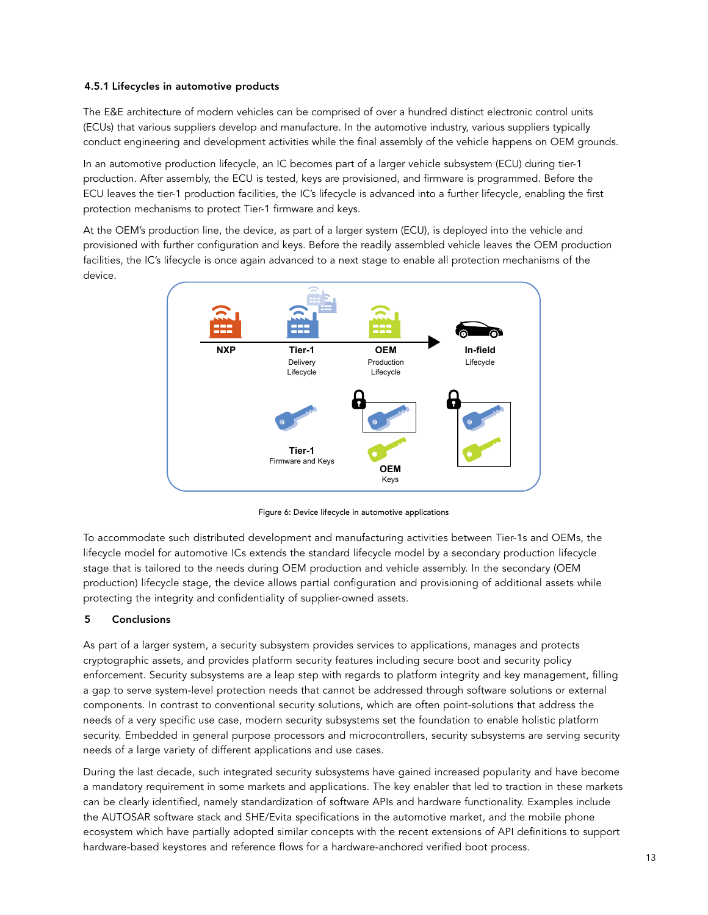### 4.5.1 Lifecycles in automotive products

The E&E architecture of modern vehicles can be comprised of over a hundred distinct electronic control units (ECUs) that various suppliers develop and manufacture. In the automotive industry, various suppliers typically conduct engineering and development activities while the final assembly of the vehicle happens on OEM grounds.

In an automotive production lifecycle, an IC becomes part of a larger vehicle subsystem (ECU) during tier-1 production. After assembly, the ECU is tested, keys are provisioned, and firmware is programmed. Before the ECU leaves the tier-1 production facilities, the IC's lifecycle is advanced into a further lifecycle, enabling the first protection mechanisms to protect Tier-1 firmware and keys.

At the OEM's production line, the device, as part of a larger system (ECU), is deployed into the vehicle and provisioned with further configuration and keys. Before the readily assembled vehicle leaves the OEM production facilities, the IC's lifecycle is once again advanced to a next stage to enable all protection mechanisms of the device.

NXP | Tier-1 Delivery Lifecycle | OEM Production Lifecycle | In-field Lifecycle

Tier-1 Firmware and Keys | OEM Keys

Figure 6: Device lifecycle in automotive applications

To accommodate such distributed development and manufacturing activities between Tier-1s and OEMs, the lifecycle model for automotive ICs extends the standard lifecycle model by a secondary production lifecycle stage that is tailored to the needs during OEM production and vehicle assembly. In the secondary (OEM production) lifecycle stage, the device allows partial configuration and provisioning of additional assets while protecting the integrity and confidentiality of supplier-owned assets.

## 5 Conclusions

As part of a larger system, a security subsystem provides services to applications, manages and protects cryptographic assets, and provides platform security features including secure boot and security policy enforcement. Security subsystems are a leap step with regards to platform integrity and key management, filling a gap to serve system-level protection needs that cannot be addressed through software solutions or external components. In contrast to conventional security solutions, which are often point-solutions that address the needs of a very specific use case, modern security subsystems set the foundation to enable holistic platform security. Embedded in general purpose processors and microcontrollers, security subsystems are serving security needs of a large variety of different applications and use cases.

During the last decade, such integrated security subsystems have gained increased popularity and have become a mandatory requirement in some markets and applications. The key enabler that led to traction in these markets can be clearly identified, namely standardization of software APIs and hardware functionality. Examples include the AUTOSAR software stack and SHE/Evita specifications in the automotive market, and the mobile phone ecosystem which have partially adopted similar concepts with the recent extensions of API definitions to support hardware-based keystores and reference flows for a hardware-anchored verified boot process.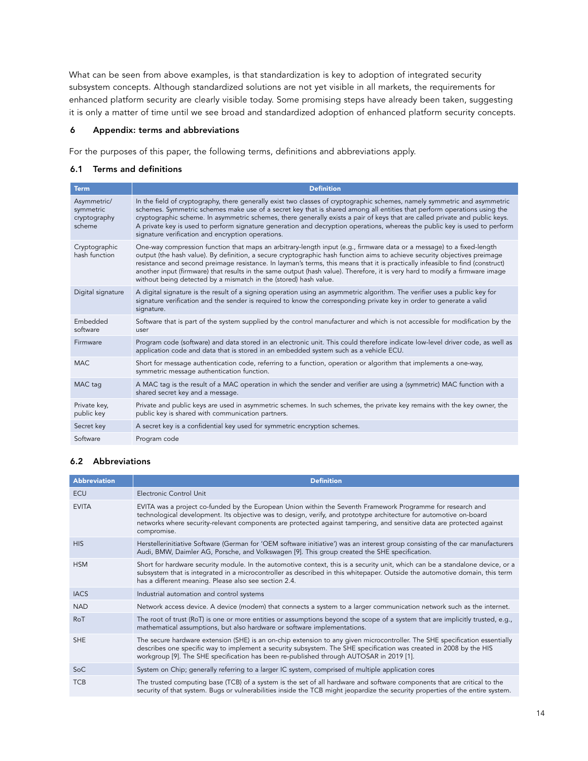What can be seen from above examples, is that standardization is key to adoption of integrated security subsystem concepts. Although standardized solutions are not yet visible in all markets, the requirements for enhanced platform security are clearly visible today. Some promising steps have already been taken, suggesting it is only a matter of time until we see broad and standardized adoption of enhanced platform security concepts.

## 6 Appendix: terms and abbreviations

For the purposes of this paper, the following terms, definitions and abbreviations apply.

### 6.1 Terms and definitions

| Term | Definition |
|---|---|
| Asymmetric/ symmetric cryptography scheme | In the field of cryptography, there generally exist two classes of cryptographic schemes, namely symmetric and asymmetric schemes. Symmetric schemes make use of a secret key that is shared among all entities that perform operations using the cryptographic scheme. In asymmetric schemes, there generally exists a pair of keys that are called private and public keys. A private key is used to perform signature generation and decryption operations, whereas the public key is used to perform signature verification and encryption operations. |
| Cryptographic hash function | One-way compression function that maps an arbitrary-length input (e.g., firmware data or a message) to a fixed-length output (the hash value). By definition, a secure cryptographic hash function aims to achieve security objectives preimage resistance and second preimage resistance. In layman's terms, this means that it is practically infeasible to find (construct) another input (firmware) that results in the same output (hash value). Therefore, it is very hard to modify a firmware image without being detected by a mismatch in the (stored) hash value. |
| Digital signature | A digital signature is the result of a signing operation using an asymmetric algorithm. The verifier uses a public key for signature verification and the sender is required to know the corresponding private key in order to generate a valid signature. |
| Embedded software | Software that is part of the system supplied by the control manufacturer and which is not accessible for modification by the user |
| Firmware | Program code (software) and data stored in an electronic unit. This could therefore indicate low-level driver code, as well as application code and data that is stored in an embedded system such as a vehicle ECU. |
| MAC | Short for message authentication code, referring to a function, operation or algorithm that implements a one-way, symmetric message authentication function. |
| MAC tag | A MAC tag is the result of a MAC operation in which the sender and verifier are using a (symmetric) MAC function with a shared secret key and a message. |
| Private key, public key | Private and public keys are used in asymmetric schemes. In such schemes, the private key remains with the key owner, the public key is shared with communication partners. |
| Secret key | A secret key is a confidential key used for symmetric encryption schemes. |
| Software | Program code |

### 6.2 Abbreviations

| Abbreviation | Definition |
|---|---|
| ECU | Electronic Control Unit |
| EVITA | EVITA was a project co-funded by the European Union within the Seventh Framework Programme for research and technological development. Its objective was to design, verify, and prototype security architecture for automotive on-board networks where security-relevant components are protected against tampering, and sensitive data are protected against compromise. |
| HIS | Herstellerinitiative Software (German for 'OEM software initiative') was an interest group consisting of the car manufacturers Audi, BMW, Daimler AG, Porsche, and Volkswagen [9]. This group created the SHE specification. |
| HSM | Short for hardware security module. In the automotive context, this is a security unit, which can be a standalone device, or a subsystem that is integrated in a microcontroller as described in this whitepaper. Outside the automotive domain, this term has a different meaning. Please also see section 2.4. |
| IACS | Industrial automation and control systems |
| NAD | Network access device. A device (modem) that connects a system to a larger communication network such as the internet. |
| RoT | The root of trust (RoT) is one or more entities or assumptions beyond the scope of a system that are implicitly trusted, e.g., mathematical assumptions, but also hardware or software implementations. |
| SHE | The secure hardware extension (SHE) is an on-chip extension to any given microcontroller. The SHE specification essentially describes one specific way to implement a security subsystem. The SHE specification was created in 2008 by the HIS workgroup [9]. The SHE specification has been re-published through AUTOSAR in 2019 [1]. |
| SoC | System on Chip; generally referring to a larger IC system, comprised of multiple application cores |
| TCB | The trusted computing base (TCB) of a system is the set of all hardware and software components that are critical to the security of that system. Bugs or vulnerabilities inside the TCB might jeopardize the security properties of the entire system. |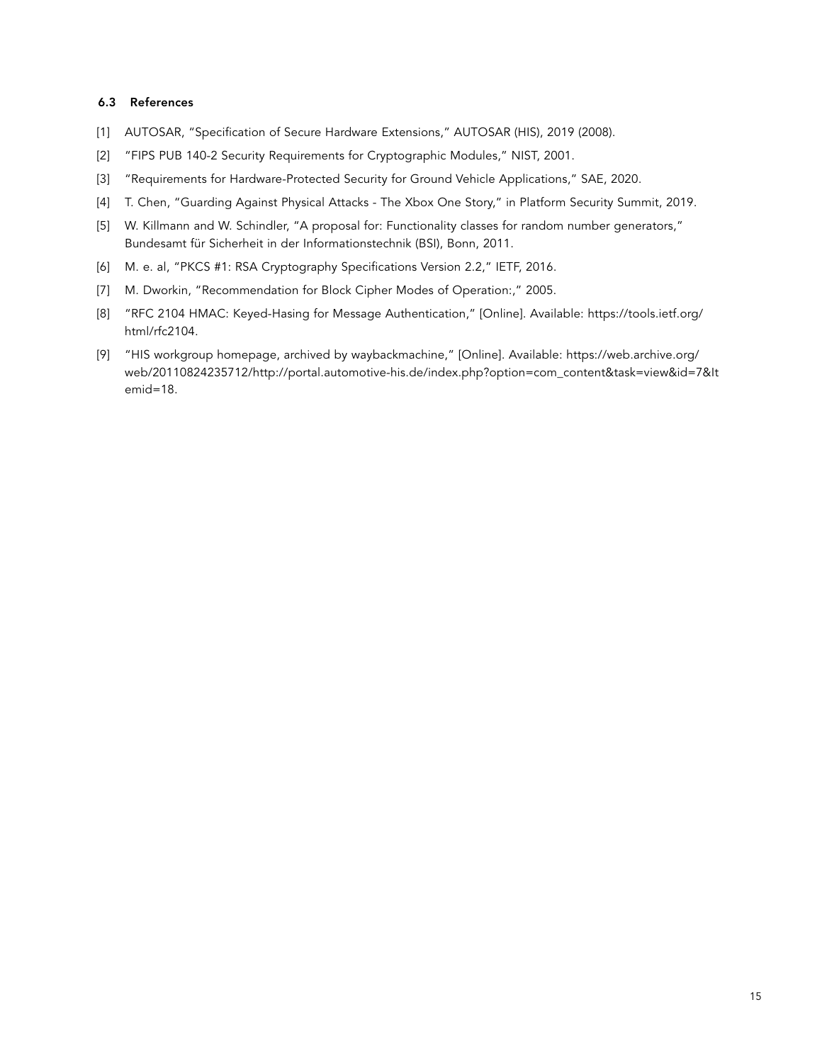### 6.3 References

[1] AUTOSAR, "Specification of Secure Hardware Extensions," AUTOSAR (HIS), 2019 (2008).

[2] "FIPS PUB 140-2 Security Requirements for Cryptographic Modules," NIST, 2001.

[3] "Requirements for Hardware-Protected Security for Ground Vehicle Applications," SAE, 2020.

[4] T. Chen, "Guarding Against Physical Attacks - The Xbox One Story," in Platform Security Summit, 2019.

[5] W. Killmann and W. Schindler, "A proposal for: Functionality classes for random number generators," Bundesamt für Sicherheit in der Informationstechnik (BSI), Bonn, 2011.

[6] M. e. al, "PKCS #1: RSA Cryptography Specifications Version 2.2," IETF, 2016.

[7] M. Dworkin, "Recommendation for Block Cipher Modes of Operation:," 2005.

[8] "RFC 2104 HMAC: Keyed-Hasing for Message Authentication," [Online]. Available: https://tools.ietf.org/html/rfc2104.

[9] "HIS workgroup homepage, archived by waybackmachine," [Online]. Available: https://web.archive.org/web/20110824235712/http://portal.automotive-his.de/index.php?option=com_content&task=view&id=7&Itemid=18.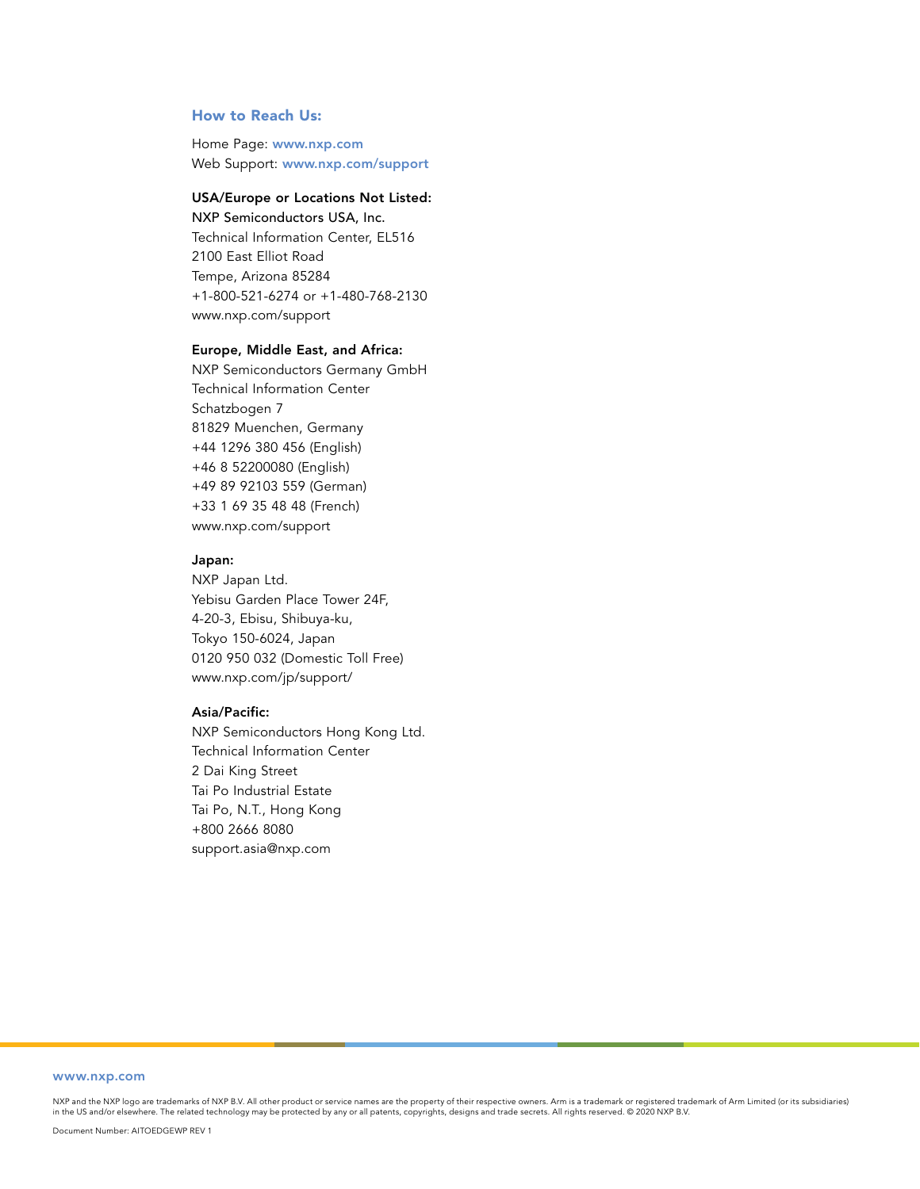## How to Reach Us:

Home Page: www.nxp.com
Web Support: www.nxp.com/support

**USA/Europe or Locations Not Listed:**
NXP Semiconductors USA, Inc.
Technical Information Center, EL516
2100 East Elliot Road
Tempe, Arizona 85284
+1-800-521-6274 or +1-480-768-2130
www.nxp.com/support

**Europe, Middle East, and Africa:**
NXP Semiconductors Germany GmbH
Technical Information Center
Schatzbogen 7
81829 Muenchen, Germany
+44 1296 380 456 (English)
+46 8 52200080 (English)
+49 89 92103 559 (German)
+33 1 69 35 48 48 (French)
www.nxp.com/support

**Japan:**
NXP Japan Ltd.
Yebisu Garden Place Tower 24F,
4-20-3, Ebisu, Shibuya-ku,
Tokyo 150-6024, Japan
0120 950 032 (Domestic Toll Free)
www.nxp.com/jp/support/

**Asia/Pacific:**
NXP Semiconductors Hong Kong Ltd.
Technical Information Center
2 Dai King Street
Tai Po Industrial Estate
Tai Po, N.T., Hong Kong
+800 2666 8080
support.asia@nxp.com

www.nxp.com

NXP and the NXP logo are trademarks of NXP B.V. All other product or service names are the property of their respective owners. Arm is a trademark or registered trademark of Arm Limited (or its subsidiaries) in the US and/or elsewhere. The related technology may be protected by any or all patents, copyrights, designs and trade secrets. All rights reserved. © 2020 NXP B.V.

Document Number: AITOEDGEWP REV 1